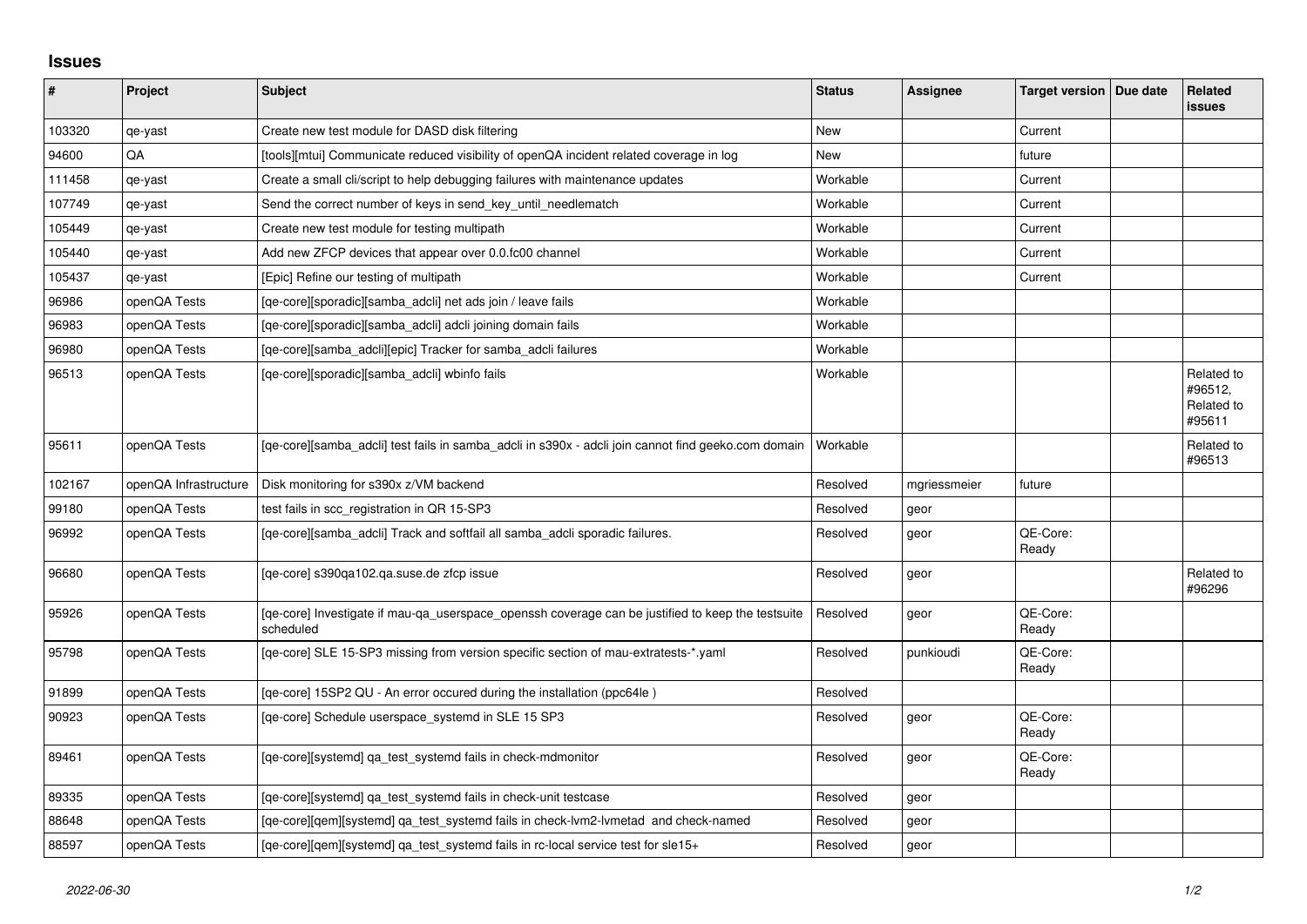# Issues

| # | Project | Subject | Status | Assignee | Target version | Due date | Related issues |
|---|---|---|---|---|---|---|---|
| 103320 | qe-yast | Create new test module for DASD disk filtering | New | | Current | | |
| 94600 | QA | [tools][mtui] Communicate reduced visibility of openQA incident related coverage in log | New | | future | | |
| 111458 | qe-yast | Create a small cli/script to help debugging failures with maintenance updates | Workable | | Current | | |
| 107749 | qe-yast | Send the correct number of keys in send_key_until_needlematch | Workable | | Current | | |
| 105449 | qe-yast | Create new test module for testing multipath | Workable | | Current | | |
| 105440 | qe-yast | Add new ZFCP devices that appear over 0.0.fc00 channel | Workable | | Current | | |
| 105437 | qe-yast | [Epic] Refine our testing of multipath | Workable | | Current | | |
| 96986 | openQA Tests | [qe-core][sporadic][samba_adcli] net ads join / leave fails | Workable | | | | |
| 96983 | openQA Tests | [qe-core][sporadic][samba_adcli] adcli joining domain fails | Workable | | | | |
| 96980 | openQA Tests | [qe-core][samba_adcli][epic] Tracker for samba_adcli failures | Workable | | | | |
| 96513 | openQA Tests | [qe-core][sporadic][samba_adcli] wbinfo fails | Workable | | | | Related to #96512, Related to #95611 |
| 95611 | openQA Tests | [qe-core][samba_adcli] test fails in samba_adcli in s390x - adcli join cannot find geeko.com domain | Workable | | | | Related to #96513 |
| 102167 | openQA Infrastructure | Disk monitoring for s390x z/VM backend | Resolved | mgriessmeier | future | | |
| 99180 | openQA Tests | test fails in scc_registration in QR 15-SP3 | Resolved | geor | | | |
| 96992 | openQA Tests | [qe-core][samba_adcli] Track and softfail all samba_adcli sporadic failures. | Resolved | geor | QE-Core: Ready | | |
| 96680 | openQA Tests | [qe-core] s390qa102.qa.suse.de zfcp issue | Resolved | geor | | | Related to #96296 |
| 95926 | openQA Tests | [qe-core] Investigate if mau-qa_userspace_openssh coverage can be justified to keep the testsuite scheduled | Resolved | geor | QE-Core: Ready | | |
| 95798 | openQA Tests | [qe-core] SLE 15-SP3 missing from version specific section of mau-extratests-*.yaml | Resolved | punkioudi | QE-Core: Ready | | |
| 91899 | openQA Tests | [qe-core] 15SP2 QU - An error occured during the installation (ppc64le ) | Resolved | | | | |
| 90923 | openQA Tests | [qe-core] Schedule userspace_systemd in SLE 15 SP3 | Resolved | geor | QE-Core: Ready | | |
| 89461 | openQA Tests | [qe-core][systemd] qa_test_systemd fails in check-mdmonitor | Resolved | geor | QE-Core: Ready | | |
| 89335 | openQA Tests | [qe-core][systemd] qa_test_systemd fails in check-unit testcase | Resolved | geor | | | |
| 88648 | openQA Tests | [qe-core][qem][systemd] qa_test_systemd fails in check-lvm2-lvmetad and check-named | Resolved | geor | | | |
| 88597 | openQA Tests | [qe-core][qem][systemd] qa_test_systemd fails in rc-local service test for sle15+ | Resolved | geor | | | |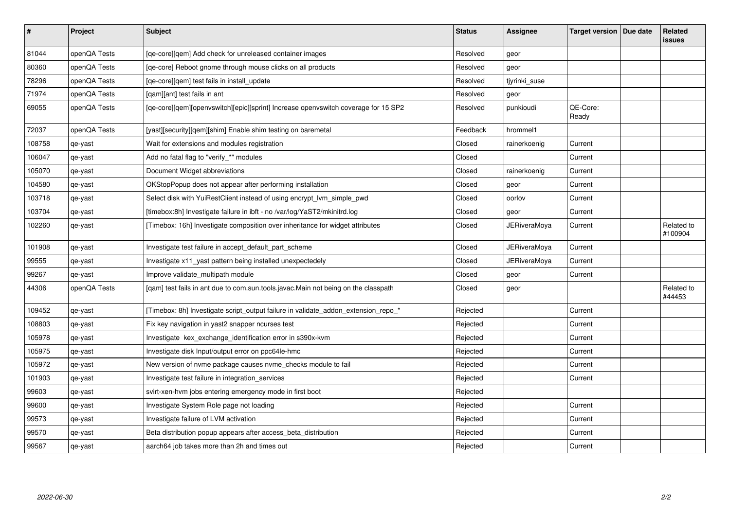| # | Project | Subject | Status | Assignee | Target version | Due date | Related issues |
|---|---|---|---|---|---|---|---|
| 81044 | openQA Tests | [qe-core][qem] Add check for unreleased container images | Resolved | geor | | | |
| 80360 | openQA Tests | [qe-core] Reboot gnome through mouse clicks on all products | Resolved | geor | | | |
| 78296 | openQA Tests | [qe-core][qem] test fails in install_update | Resolved | tjyrinki_suse | | | |
| 71974 | openQA Tests | [qam][ant] test fails in ant | Resolved | geor | | | |
| 69055 | openQA Tests | [qe-core][qem][openvswitch][epic][sprint] Increase openvswitch coverage for 15 SP2 | Resolved | punkioudi | QE-Core: Ready | | |
| 72037 | openQA Tests | [yast][security][qem][shim] Enable shim testing on baremetal | Feedback | hrommel1 | | | |
| 108758 | qe-yast | Wait for extensions and modules registration | Closed | rainerkoenig | Current | | |
| 106047 | qe-yast | Add no fatal flag to "verify_*" modules | Closed | | Current | | |
| 105070 | qe-yast | Document Widget abbreviations | Closed | rainerkoenig | Current | | |
| 104580 | qe-yast | OKStopPopup does not appear after performing installation | Closed | geor | Current | | |
| 103718 | qe-yast | Select disk with YuiRestClient instead of using encrypt_lvm_simple_pwd | Closed | oorlov | Current | | |
| 103704 | qe-yast | [timebox:8h] Investigate failure in ibft - no /var/log/YaST2/mkinitrd.log | Closed | geor | Current | | |
| 102260 | qe-yast | [Timebox: 16h] Investigate composition over inheritance for widget attributes | Closed | JERiveraMoya | Current | | Related to #100904 |
| 101908 | qe-yast | Investigate test failure in accept_default_part_scheme | Closed | JERiveraMoya | Current | | |
| 99555 | qe-yast | Investigate x11_yast pattern being installed unexpectedely | Closed | JERiveraMoya | Current | | |
| 99267 | qe-yast | Improve validate_multipath module | Closed | geor | Current | | |
| 44306 | openQA Tests | [qam] test fails in ant due to com.sun.tools.javac.Main not being on the classpath | Closed | geor | | | Related to #44453 |
| 109452 | qe-yast | [Timebox: 8h] Investigate script_output failure in validate_addon_extension_repo_* | Rejected | | Current | | |
| 108803 | qe-yast | Fix key navigation in yast2 snapper ncurses test | Rejected | | Current | | |
| 105978 | qe-yast | Investigate kex_exchange_identification error in s390x-kvm | Rejected | | Current | | |
| 105975 | qe-yast | Investigate disk Input/output error on ppc64le-hmc | Rejected | | Current | | |
| 105972 | qe-yast | New version of nvme package causes nvme_checks module to fail | Rejected | | Current | | |
| 101903 | qe-yast | Investigate test failure in integration_services | Rejected | | Current | | |
| 99603 | qe-yast | svirt-xen-hvm jobs entering emergency mode in first boot | Rejected | | | | |
| 99600 | qe-yast | Investigate System Role page not loading | Rejected | | Current | | |
| 99573 | qe-yast | Investigate failure of LVM activation | Rejected | | Current | | |
| 99570 | qe-yast | Beta distribution popup appears after access_beta_distribution | Rejected | | Current | | |
| 99567 | qe-yast | aarch64 job takes more than 2h and times out | Rejected | | Current | | |